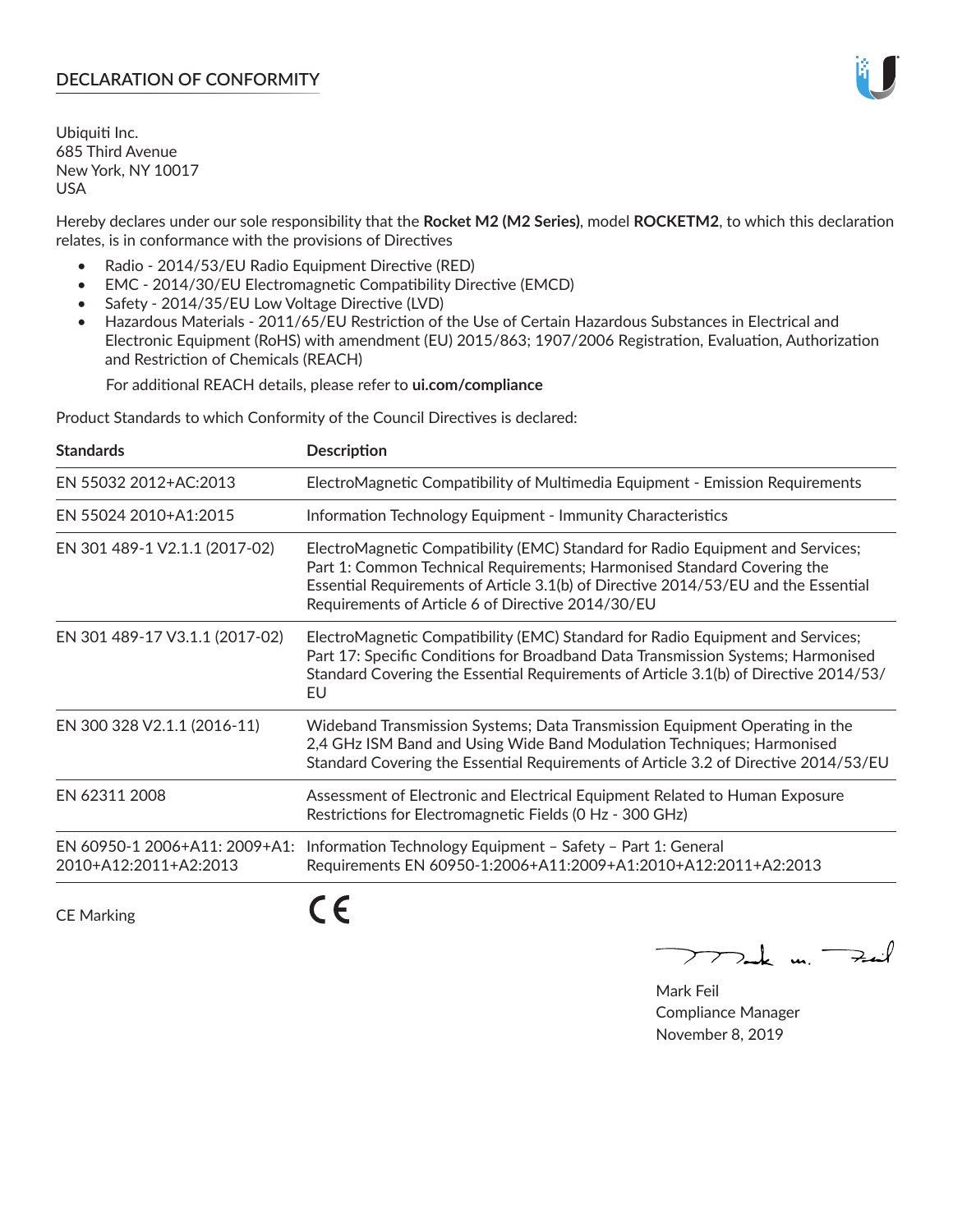# DECLARATION OF CONFORMITY

Ubiquiti Inc.
685 Third Avenue
New York, NY 10017
USA

Hereby declares under our sole responsibility that the **Rocket M2 (M2 Series)**, model **ROCKETM2**, to which this declaration relates, is in conformance with the provisions of Directives

- Radio - 2014/53/EU Radio Equipment Directive (RED)
- EMC - 2014/30/EU Electromagnetic Compatibility Directive (EMCD)
- Safety - 2014/35/EU Low Voltage Directive (LVD)
- Hazardous Materials - 2011/65/EU Restriction of the Use of Certain Hazardous Substances in Electrical and Electronic Equipment (RoHS) with amendment (EU) 2015/863; 1907/2006 Registration, Evaluation, Authorization and Restriction of Chemicals (REACH)

For additional REACH details, please refer to **ui.com/compliance**

Product Standards to which Conformity of the Council Directives is declared:

| Standards | Description |
|---|---|
| EN 55032 2012+AC:2013 | ElectroMagnetic Compatibility of Multimedia Equipment - Emission Requirements |
| EN 55024 2010+A1:2015 | Information Technology Equipment - Immunity Characteristics |
| EN 301 489-1 V2.1.1 (2017-02) | ElectroMagnetic Compatibility (EMC) Standard for Radio Equipment and Services; Part 1: Common Technical Requirements; Harmonised Standard Covering the Essential Requirements of Article 3.1(b) of Directive 2014/53/EU and the Essential Requirements of Article 6 of Directive 2014/30/EU |
| EN 301 489-17 V3.1.1 (2017-02) | ElectroMagnetic Compatibility (EMC) Standard for Radio Equipment and Services; Part 17: Specific Conditions for Broadband Data Transmission Systems; Harmonised Standard Covering the Essential Requirements of Article 3.1(b) of Directive 2014/53/EU |
| EN 300 328 V2.1.1 (2016-11) | Wideband Transmission Systems; Data Transmission Equipment Operating in the 2,4 GHz ISM Band and Using Wide Band Modulation Techniques; Harmonised Standard Covering the Essential Requirements of Article 3.2 of Directive 2014/53/EU |
| EN 62311 2008 | Assessment of Electronic and Electrical Equipment Related to Human Exposure Restrictions for Electromagnetic Fields (0 Hz - 300 GHz) |
| EN 60950-1 2006+A11: 2009+A1: 2010+A12:2011+A2:2013 | Information Technology Equipment – Safety – Part 1: General Requirements EN 60950-1:2006+A11:2009+A1:2010+A12:2011+A2:2013 |

CE Marking CE

Mark Feil
Compliance Manager
November 8, 2019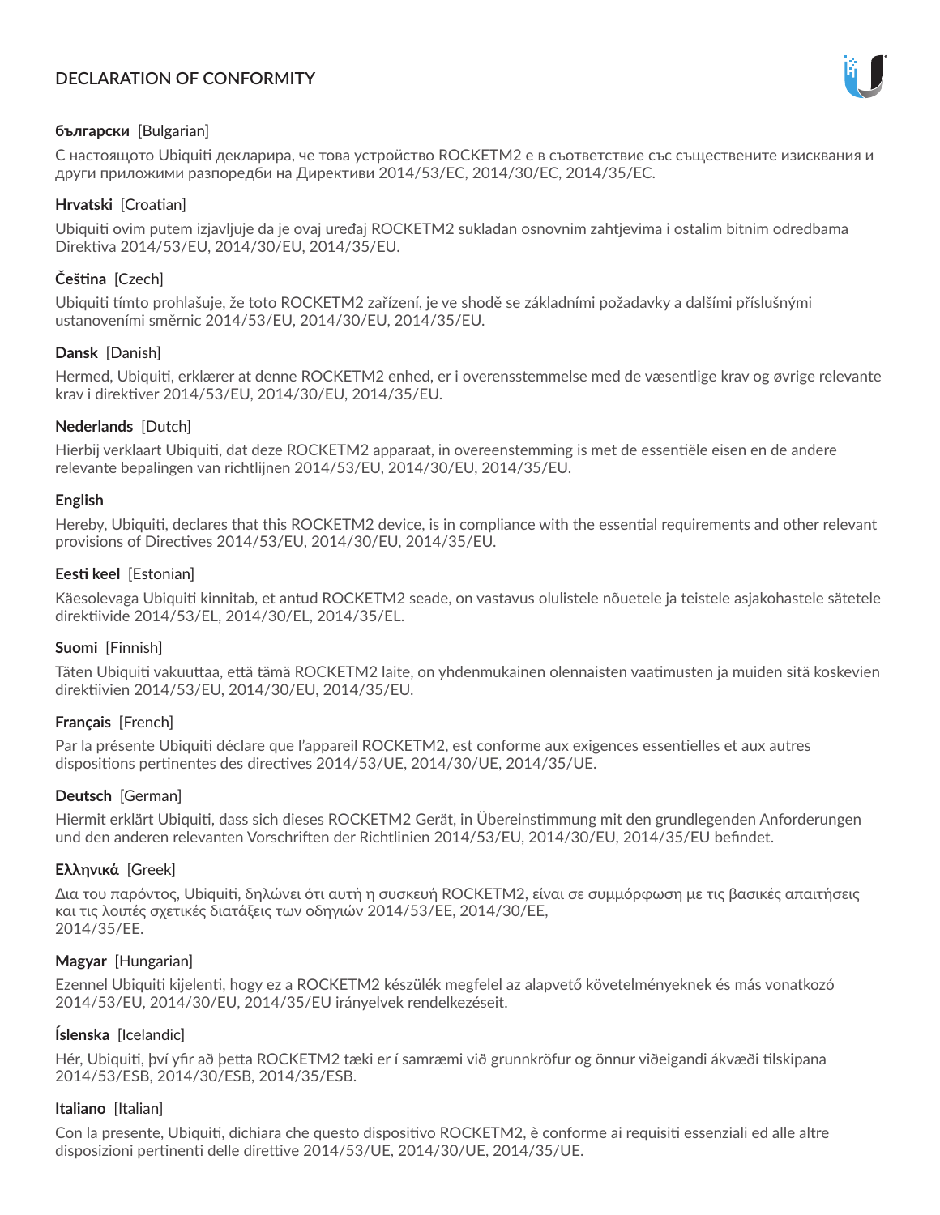# DECLARATION OF CONFORMITY

**български** [Bulgarian]

С настоящото Ubiquiti декларира, че това устройство ROCKETM2 е в съответствие със съществените изисквания и други приложими разпоредби на Директиви 2014/53/EC, 2014/30/ЕС, 2014/35/ЕС.

**Hrvatski** [Croatian]

Ubiquiti ovim putem izjavljuje da je ovaj uređaj ROCKETM2 sukladan osnovnim zahtjevima i ostalim bitnim odredbama Direktiva 2014/53/EU, 2014/30/EU, 2014/35/EU.

**Čeština** [Czech]

Ubiquiti tímto prohlašuje, že toto ROCKETM2 zařízení, je ve shodě se základními požadavky a dalšími příslušnými ustanoveními směrnic 2014/53/EU, 2014/30/EU, 2014/35/EU.

**Dansk** [Danish]

Hermed, Ubiquiti, erklærer at denne ROCKETM2 enhed, er i overensstemmelse med de væsentlige krav og øvrige relevante krav i direktiver 2014/53/EU, 2014/30/EU, 2014/35/EU.

**Nederlands** [Dutch]

Hierbij verklaart Ubiquiti, dat deze ROCKETM2 apparaat, in overeenstemming is met de essentiële eisen en de andere relevante bepalingen van richtlijnen 2014/53/EU, 2014/30/EU, 2014/35/EU.

**English**

Hereby, Ubiquiti, declares that this ROCKETM2 device, is in compliance with the essential requirements and other relevant provisions of Directives 2014/53/EU, 2014/30/EU, 2014/35/EU.

**Eesti keel** [Estonian]

Käesolevaga Ubiquiti kinnitab, et antud ROCKETM2 seade, on vastavus olulistele nõuetele ja teistele asjakohastele sätetele direktiivide 2014/53/EL, 2014/30/EL, 2014/35/EL.

**Suomi** [Finnish]

Täten Ubiquiti vakuuttaa, että tämä ROCKETM2 laite, on yhdenmukainen olennaisten vaatimusten ja muiden sitä koskevien direktiivien 2014/53/EU, 2014/30/EU, 2014/35/EU.

**Français** [French]

Par la présente Ubiquiti déclare que l'appareil ROCKETM2, est conforme aux exigences essentielles et aux autres dispositions pertinentes des directives 2014/53/UE, 2014/30/UE, 2014/35/UE.

**Deutsch** [German]

Hiermit erklärt Ubiquiti, dass sich dieses ROCKETM2 Gerät, in Übereinstimmung mit den grundlegenden Anforderungen und den anderen relevanten Vorschriften der Richtlinien 2014/53/EU, 2014/30/EU, 2014/35/EU befindet.

**Ελληνικά** [Greek]

Δια του παρόντος, Ubiquiti, δηλώνει ότι αυτή η συσκευή ROCKETM2, είναι σε συμμόρφωση με τις βασικές απαιτήσεις και τις λοιπές σχετικές διατάξεις των οδηγιών 2014/53/EE, 2014/30/EE, 2014/35/EE.

**Magyar** [Hungarian]

Ezennel Ubiquiti kijelenti, hogy ez a ROCKETM2 készülék megfelel az alapvető követelményeknek és más vonatkozó 2014/53/EU, 2014/30/EU, 2014/35/EU irányelvek rendelkezéseit.

**Íslenska** [Icelandic]

Hér, Ubiquiti, því yfir að þetta ROCKETM2 tæki er í samræmi við grunnkröfur og önnur viðeigandi ákvæði tilskipana 2014/53/ESB, 2014/30/ESB, 2014/35/ESB.

**Italiano** [Italian]

Con la presente, Ubiquiti, dichiara che questo dispositivo ROCKETM2, è conforme ai requisiti essenziali ed alle altre disposizioni pertinenti delle direttive 2014/53/UE, 2014/30/UE, 2014/35/UE.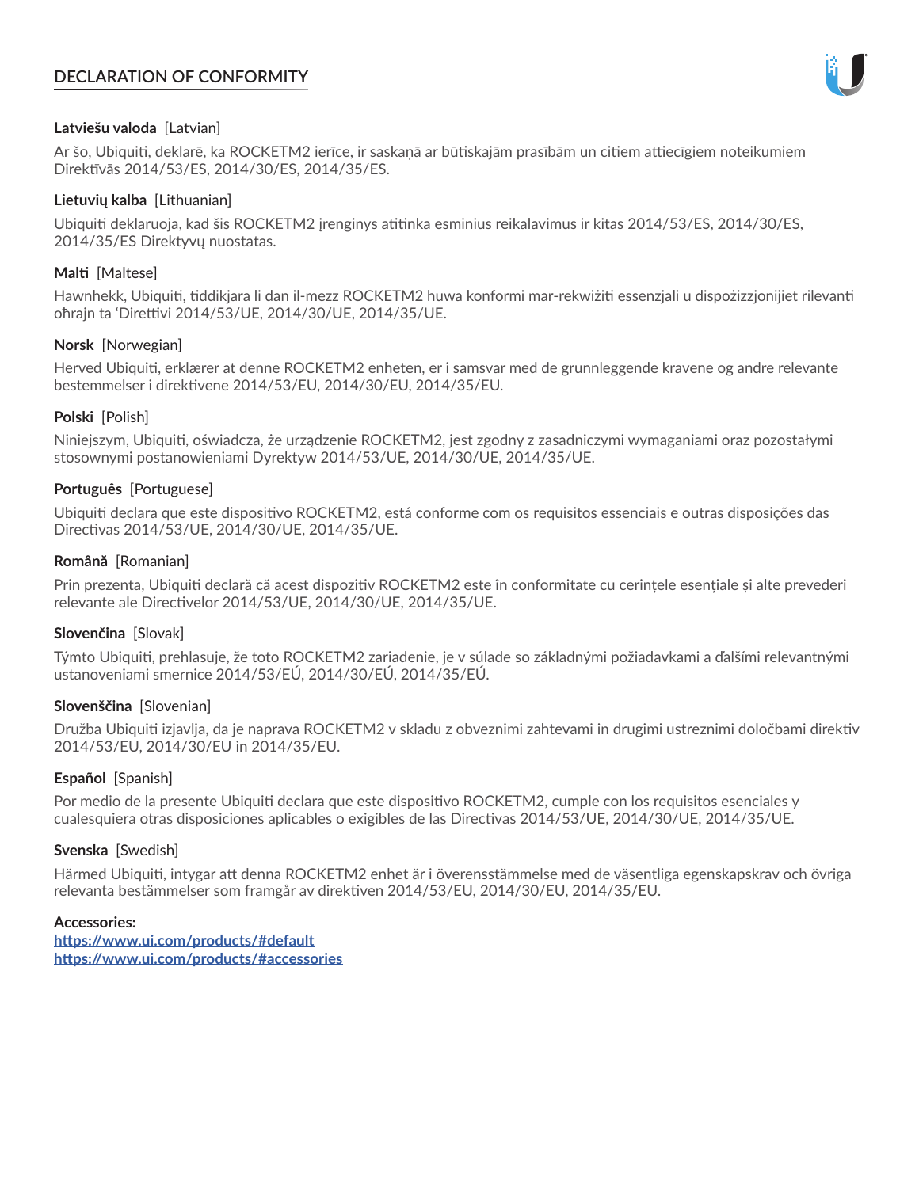**Latviešu valoda** [Latvian]

Ar šo, Ubiquiti, deklarē, ka ROCKETM2 ierīce, ir saskaņā ar būtiskajām prasībām un citiem attiecīgiem noteikumiem Direktīvās 2014/53/ES, 2014/30/ES, 2014/35/ES.

**Lietuvių kalba** [Lithuanian]

Ubiquiti deklaruoja, kad šis ROCKETM2 įrenginys atitinka esminius reikalavimus ir kitas 2014/53/ES, 2014/30/ES, 2014/35/ES Direktyvų nuostatas.

**Malti** [Maltese]

Hawnhekk, Ubiquiti, tiddikjara li dan il-mezz ROCKETM2 huwa konformi mar-rekwiżiti essenzjali u dispożizzjonijiet rilevanti oħrajn ta 'Direttivi 2014/53/UE, 2014/30/UE, 2014/35/UE.

**Norsk** [Norwegian]

Herved Ubiquiti, erklærer at denne ROCKETM2 enheten, er i samsvar med de grunnleggende kravene og andre relevante bestemmelser i direktivene 2014/53/EU, 2014/30/EU, 2014/35/EU.

**Polski** [Polish]

Niniejszym, Ubiquiti, oświadcza, że urządzenie ROCKETM2, jest zgodny z zasadniczymi wymaganiami oraz pozostałymi stosownymi postanowieniami Dyrektyw 2014/53/UE, 2014/30/UE, 2014/35/UE.

**Português** [Portuguese]

Ubiquiti declara que este dispositivo ROCKETM2, está conforme com os requisitos essenciais e outras disposições das Directivas 2014/53/UE, 2014/30/UE, 2014/35/UE.

**Română** [Romanian]

Prin prezenta, Ubiquiti declară că acest dispozitiv ROCKETM2 este în conformitate cu cerințele esențiale și alte prevederi relevante ale Directivelor 2014/53/UE, 2014/30/UE, 2014/35/UE.

**Slovenčina** [Slovak]

Týmto Ubiquiti, prehlasuje, že toto ROCKETM2 zariadenie, je v súlade so základnými požiadavkami a ďalšími relevantnými ustanoveniami smernice 2014/53/EÚ, 2014/30/EÚ, 2014/35/EÚ.

**Slovenščina** [Slovenian]

Družba Ubiquiti izjavlja, da je naprava ROCKETM2 v skladu z obveznimi zahtevami in drugimi ustreznimi določbami direktiv 2014/53/EU, 2014/30/EU in 2014/35/EU.

**Español** [Spanish]

Por medio de la presente Ubiquiti declara que este dispositivo ROCKETM2, cumple con los requisitos esenciales y cualesquiera otras disposiciones aplicables o exigibles de las Directivas 2014/53/UE, 2014/30/UE, 2014/35/UE.

**Svenska** [Swedish]

Härmed Ubiquiti, intygar att denna ROCKETM2 enhet är i överensstämmelse med de väsentliga egenskapskrav och övriga relevanta bestämmelser som framgår av direktiven 2014/53/EU, 2014/30/EU, 2014/35/EU.

**Accessories:**
**https://www.ui.com/products/#default**
**https://www.ui.com/products/#accessories**